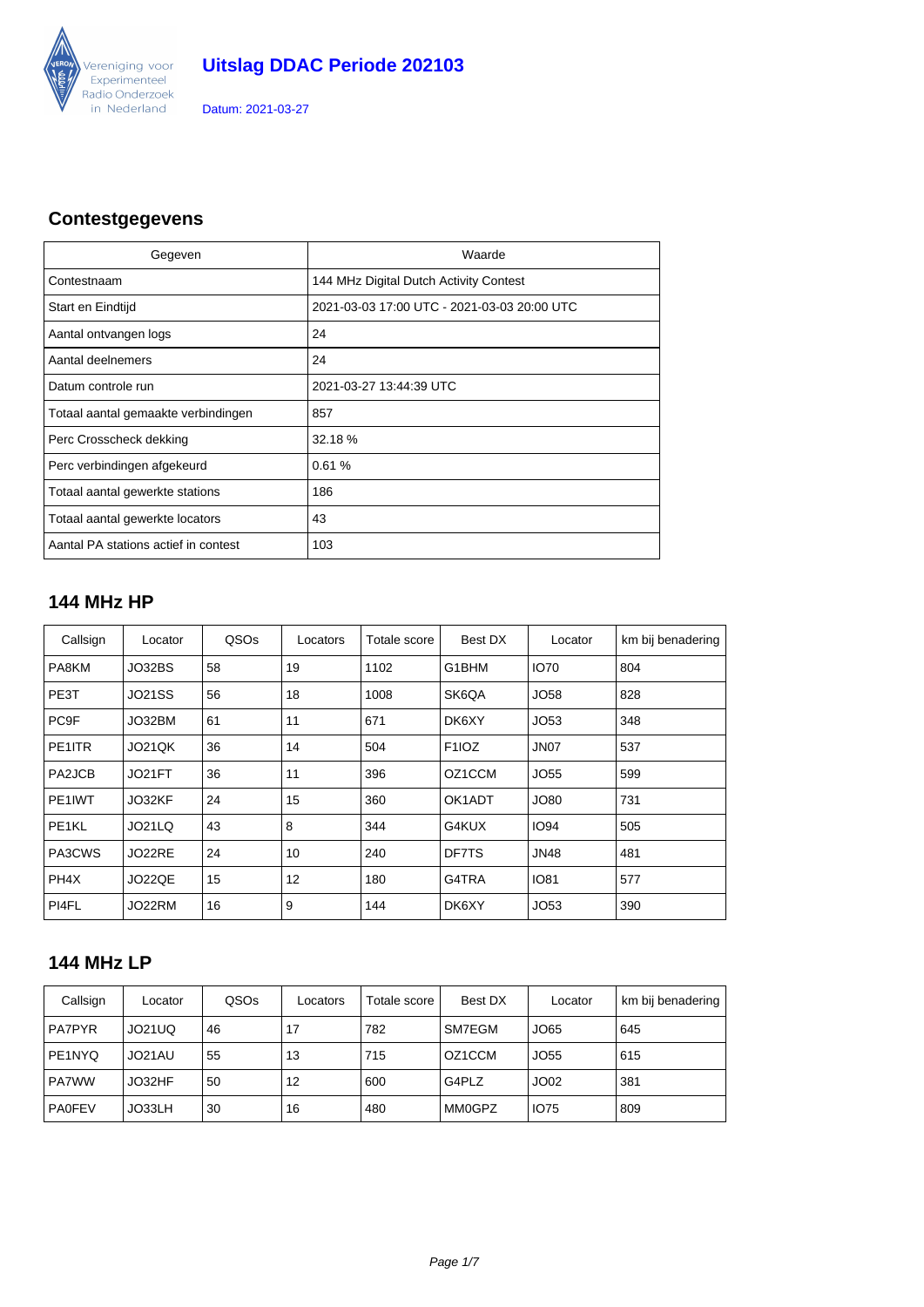# Uitslag DDAC Periode 202103

Datum: 2021-03-27

## Contestgegevens

| Gegeven | Waarde |
|---|---|
| Contestnaam | 144 MHz Digital Dutch Activity Contest |
| Start en Eindtijd | 2021-03-03 17:00 UTC - 2021-03-03 20:00 UTC |
| Aantal ontvangen logs | 24 |
| Aantal deelnemers | 24 |
| Datum controle run | 2021-03-27 13:44:39 UTC |
| Totaal aantal gemaakte verbindingen | 857 |
| Perc Crosscheck dekking | 32.18 % |
| Perc verbindingen afgekeurd | 0.61 % |
| Totaal aantal gewerkte stations | 186 |
| Totaal aantal gewerkte locators | 43 |
| Aantal PA stations actief in contest | 103 |

## 144 MHz HP

| Callsign | Locator | QSOs | Locators | Totale score | Best DX | Locator | km bij benadering |
|---|---|---|---|---|---|---|---|
| PA8KM | JO32BS | 58 | 19 | 1102 | G1BHM | IO70 | 804 |
| PE3T | JO21SS | 56 | 18 | 1008 | SK6QA | JO58 | 828 |
| PC9F | JO32BM | 61 | 11 | 671 | DK6XY | JO53 | 348 |
| PE1ITR | JO21QK | 36 | 14 | 504 | F1IOZ | JN07 | 537 |
| PA2JCB | JO21FT | 36 | 11 | 396 | OZ1CCM | JO55 | 599 |
| PE1IWT | JO32KF | 24 | 15 | 360 | OK1ADT | JO80 | 731 |
| PE1KL | JO21LQ | 43 | 8 | 344 | G4KUX | IO94 | 505 |
| PA3CWS | JO22RE | 24 | 10 | 240 | DF7TS | JN48 | 481 |
| PH4X | JO22QE | 15 | 12 | 180 | G4TRA | IO81 | 577 |
| PI4FL | JO22RM | 16 | 9 | 144 | DK6XY | JO53 | 390 |

## 144 MHz LP

| Callsign | Locator | QSOs | Locators | Totale score | Best DX | Locator | km bij benadering |
|---|---|---|---|---|---|---|---|
| PA7PYR | JO21UQ | 46 | 17 | 782 | SM7EGM | JO65 | 645 |
| PE1NYQ | JO21AU | 55 | 13 | 715 | OZ1CCM | JO55 | 615 |
| PA7WW | JO32HF | 50 | 12 | 600 | G4PLZ | JO02 | 381 |
| PA0FEV | JO33LH | 30 | 16 | 480 | MM0GPZ | IO75 | 809 |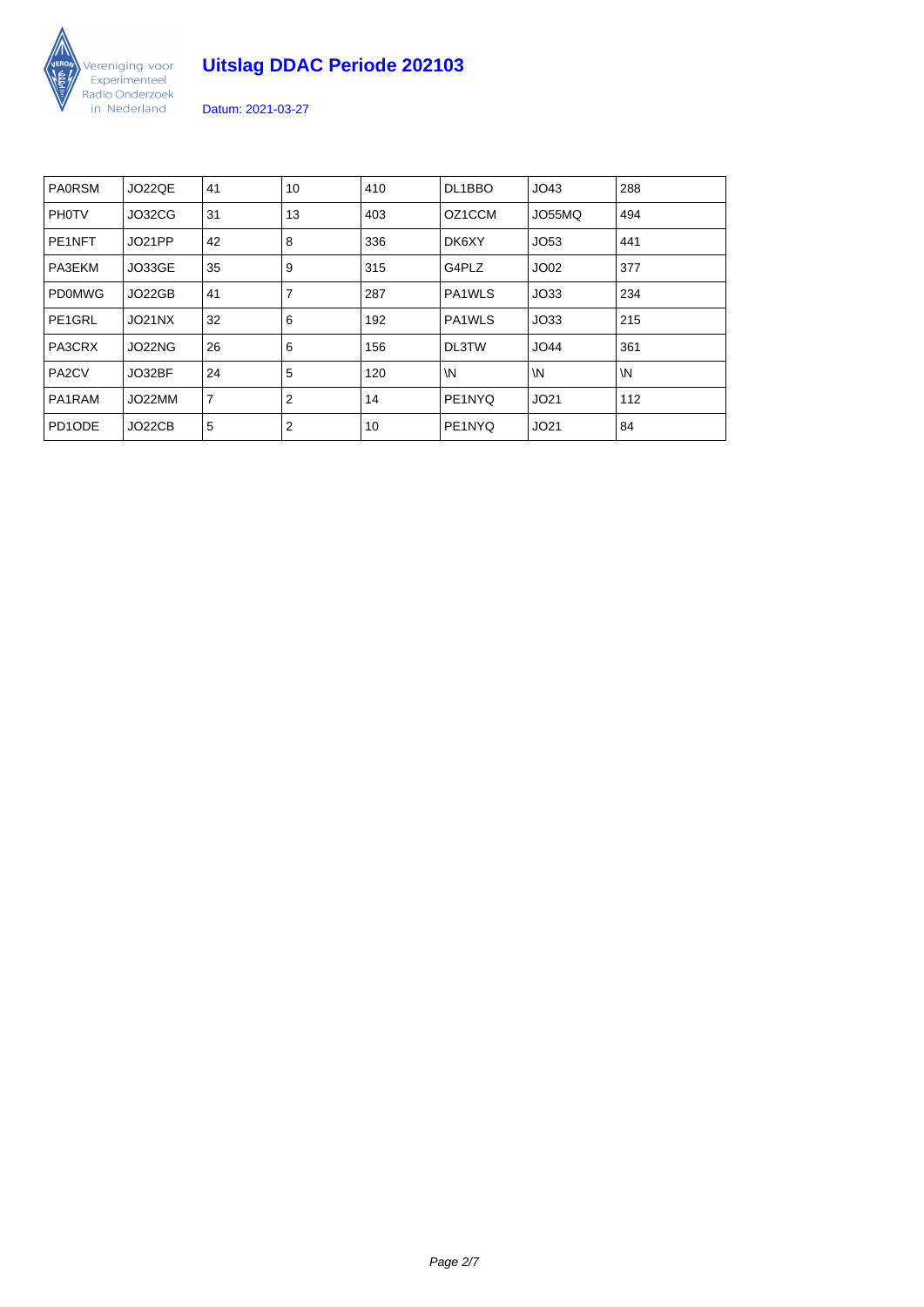| | | | | | | | |
|---|---|---|---|---|---|---|---|
| PA0RSM | JO22QE | 41 | 10 | 410 | DL1BBO | JO43 | 288 |
| PH0TV | JO32CG | 31 | 13 | 403 | OZ1CCM | JO55MQ | 494 |
| PE1NFT | JO21PP | 42 | 8 | 336 | DK6XY | JO53 | 441 |
| PA3EKM | JO33GE | 35 | 9 | 315 | G4PLZ | JO02 | 377 |
| PD0MWG | JO22GB | 41 | 7 | 287 | PA1WLS | JO33 | 234 |
| PE1GRL | JO21NX | 32 | 6 | 192 | PA1WLS | JO33 | 215 |
| PA3CRX | JO22NG | 26 | 6 | 156 | DL3TW | JO44 | 361 |
| PA2CV | JO32BF | 24 | 5 | 120 | \N | \N | \N |
| PA1RAM | JO22MM | 7 | 2 | 14 | PE1NYQ | JO21 | 112 |
| PD1ODE | JO22CB | 5 | 2 | 10 | PE1NYQ | JO21 | 84 |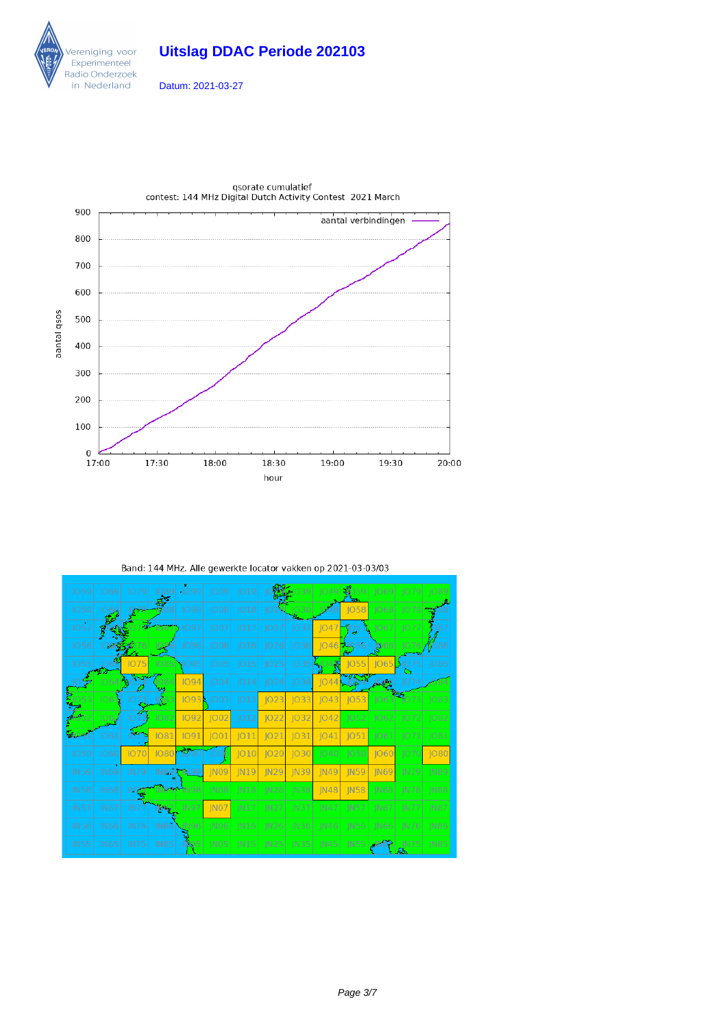# Uitslag DDAC Periode 202103

Datum: 2021-03-27

qsorate cumulatief
contest: 144 MHz Digital Dutch Activity Contest 2021 March

Band: 144 MHz. Alle gewerkte locator vakken op 2021-03-03/03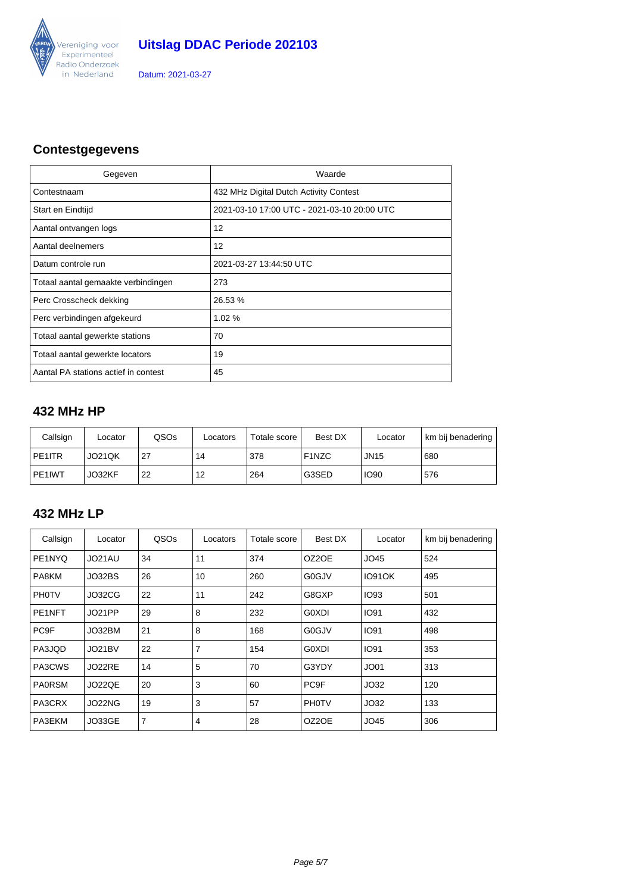# Uitslag DDAC Periode 202103

Datum: 2021-03-27

## Contestgegevens

| Gegeven | Waarde |
|---|---|
| Contestnaam | 432 MHz Digital Dutch Activity Contest |
| Start en Eindtijd | 2021-03-10 17:00 UTC - 2021-03-10 20:00 UTC |
| Aantal ontvangen logs | 12 |
| Aantal deelnemers | 12 |
| Datum controle run | 2021-03-27 13:44:50 UTC |
| Totaal aantal gemaakte verbindingen | 273 |
| Perc Crosscheck dekking | 26.53 % |
| Perc verbindingen afgekeurd | 1.02 % |
| Totaal aantal gewerkte stations | 70 |
| Totaal aantal gewerkte locators | 19 |
| Aantal PA stations actief in contest | 45 |

## 432 MHz HP

| Callsign | Locator | QSOs | Locators | Totale score | Best DX | Locator | km bij benadering |
|---|---|---|---|---|---|---|---|
| PE1ITR | JO21QK | 27 | 14 | 378 | F1NZC | JN15 | 680 |
| PE1IWT | JO32KF | 22 | 12 | 264 | G3SED | IO90 | 576 |

## 432 MHz LP

| Callsign | Locator | QSOs | Locators | Totale score | Best DX | Locator | km bij benadering |
|---|---|---|---|---|---|---|---|
| PE1NYQ | JO21AU | 34 | 11 | 374 | OZ2OE | JO45 | 524 |
| PA8KM | JO32BS | 26 | 10 | 260 | G0GJV | IO91OK | 495 |
| PH0TV | JO32CG | 22 | 11 | 242 | G8GXP | IO93 | 501 |
| PE1NFT | JO21PP | 29 | 8 | 232 | G0XDI | IO91 | 432 |
| PC9F | JO32BM | 21 | 8 | 168 | G0GJV | IO91 | 498 |
| PA3JQD | JO21BV | 22 | 7 | 154 | G0XDI | IO91 | 353 |
| PA3CWS | JO22RE | 14 | 5 | 70 | G3YDY | JO01 | 313 |
| PA0RSM | JO22QE | 20 | 3 | 60 | PC9F | JO32 | 120 |
| PA3CRX | JO22NG | 19 | 3 | 57 | PH0TV | JO32 | 133 |
| PA3EKM | JO33GE | 7 | 4 | 28 | OZ2OE | JO45 | 306 |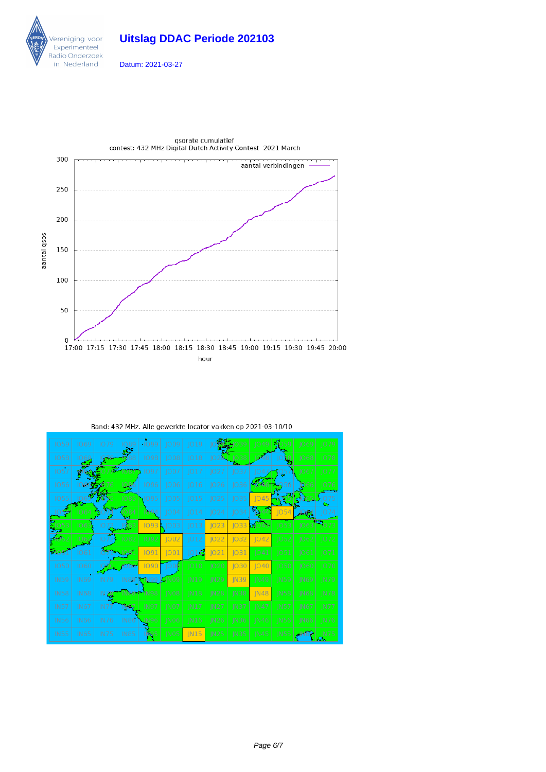# Uitslag DDAC Periode 202103

Datum: 2021-03-27

qsorate cumulatief
contest: 432 MHz Digital Dutch Activity Contest 2021 March

aantal verbindingen

aantal qsos

hour

Band: 432 MHz. Alle gewerkte locator vakken op 2021-03-10/10

Gewerkte locator vakken: IO93, JO23, JO33, JO45, JO54, IO92, JO02, JO22, JO32, JO42, IO91, JO01, JO21, JO31, IO90, JO30, JO40, JN39, JN48, JN15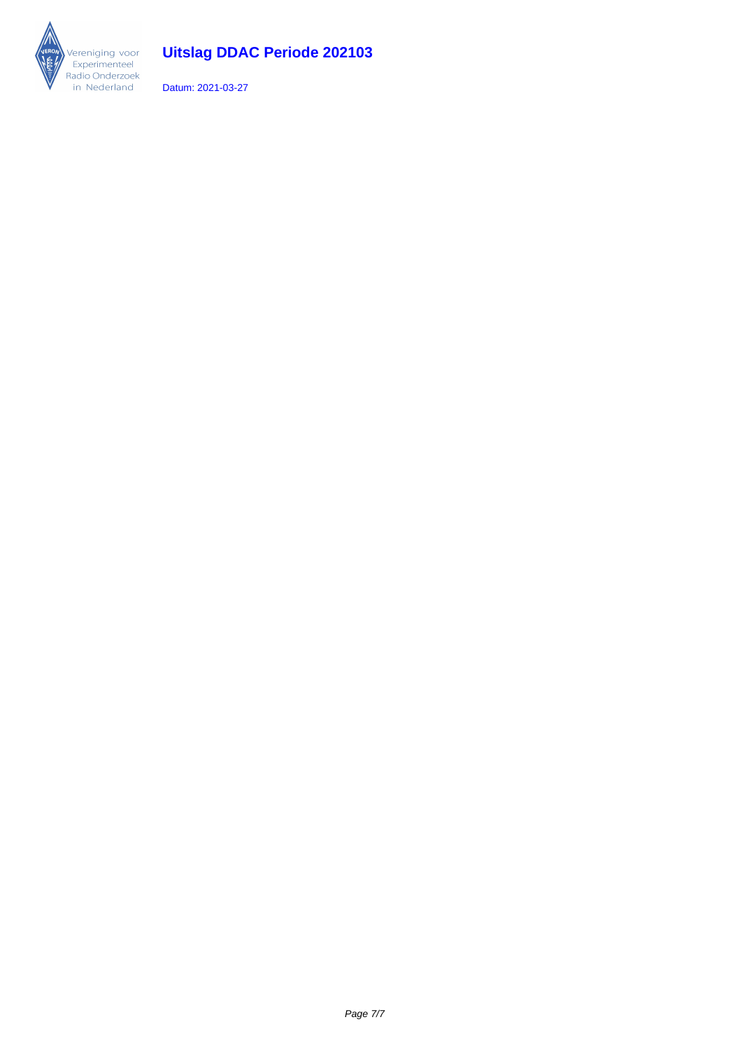Vereniging voor Experimenteel Radio Onderzoek in Nederland

# Uitslag DDAC Periode 202103

Datum: 2021-03-27